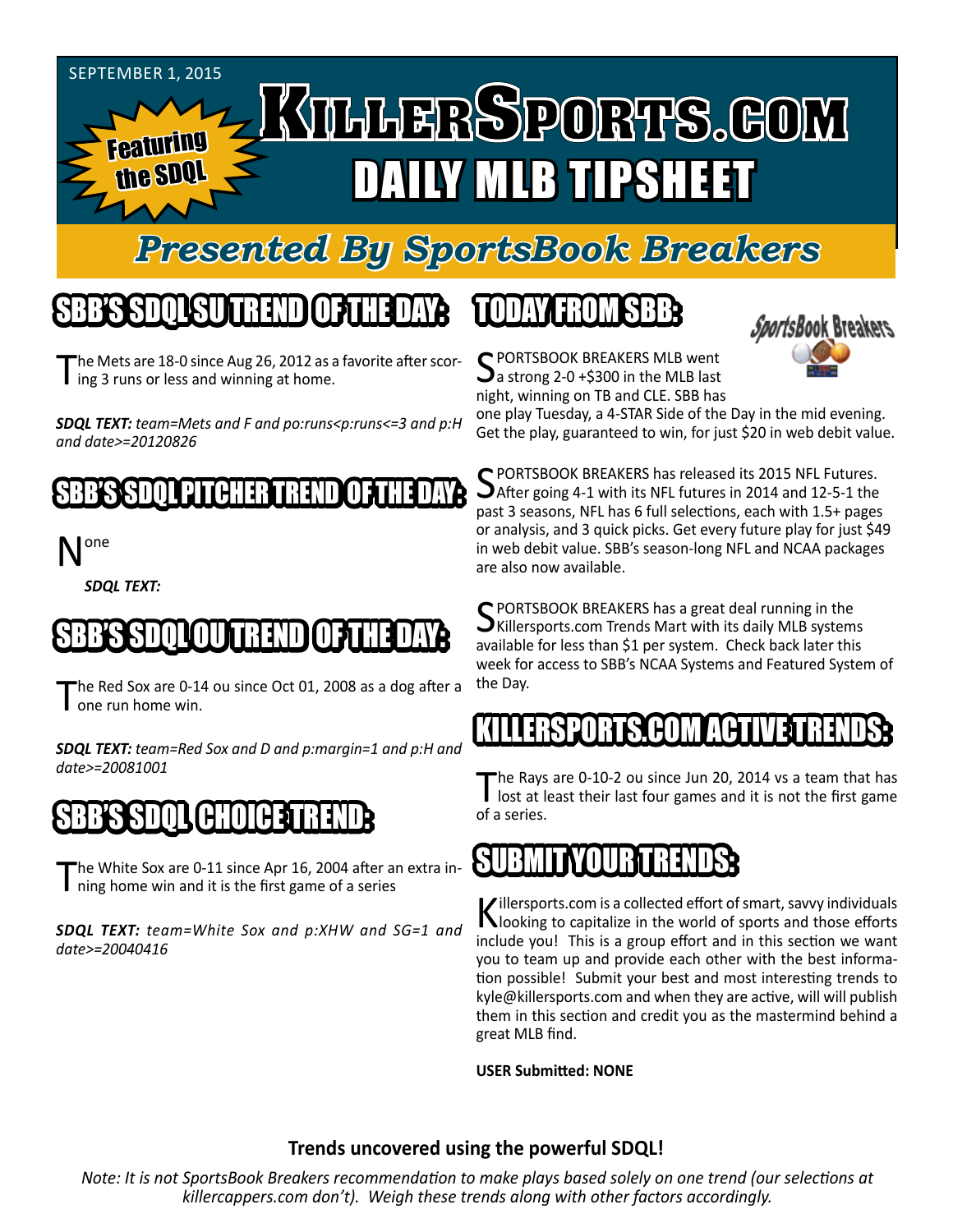SEPTEMBER 1, 2015

Featuring the SDQL

# KILLERSPORTS.COM DAILY MLB TIPSHEET

## Presented By SportsBook Breakers

## SBB'S SDQL SU TREND OF THE DAY:

The Mets are 18-0 since Aug 26, 2012 as a favorite after scoring 3 runs or less and winning at home.

***SDQL TEXT:*** *team=Mets and F and po:runs<p:runs<=3 and p:H and date>=20120826*

## SBB'S SDQL PITCHER TREND OF THE DAY:

None

***SDQL TEXT:***

## SBB'S SDQL OU TREND OF THE DAY:

The Red Sox are 0-14 ou since Oct 01, 2008 as a dog after a one run home win.

***SDQL TEXT:*** *team=Red Sox and D and p:margin=1 and p:H and date>=20081001*

## SBB'S SDQL CHOICE TREND:

The White Sox are 0-11 since Apr 16, 2004 after an extra inning home win and it is the first game of a series

***SDQL TEXT:*** *team=White Sox and p:XHW and SG=1 and date>=20040416*

## TODAY FROM SBB:

SPORTSBOOK BREAKERS MLB went a strong 2-0 +$300 in the MLB last night, winning on TB and CLE. SBB has one play Tuesday, a 4-STAR Side of the Day in the mid evening. Get the play, guaranteed to win, for just $20 in web debit value.

SPORTSBOOK BREAKERS has released its 2015 NFL Futures. After going 4-1 with its NFL futures in 2014 and 12-5-1 the past 3 seasons, NFL has 6 full selections, each with 1.5+ pages or analysis, and 3 quick picks. Get every future play for just $49 in web debit value. SBB's season-long NFL and NCAA packages are also now available.

SPORTSBOOK BREAKERS has a great deal running in the Killersports.com Trends Mart with its daily MLB systems available for less than $1 per system. Check back later this week for access to SBB's NCAA Systems and Featured System of the Day.

## KILLERSPORTS.COM ACTIVE TRENDS:

The Rays are 0-10-2 ou since Jun 20, 2014 vs a team that has lost at least their last four games and it is not the first game of a series.

## SUBMIT YOUR TRENDS:

Killersports.com is a collected effort of smart, savvy individuals looking to capitalize in the world of sports and those efforts include you! This is a group effort and in this section we want you to team up and provide each other with the best information possible! Submit your best and most interesting trends to kyle@killersports.com and when they are active, will will publish them in this section and credit you as the mastermind behind a great MLB find.

**USER Submitted: NONE**

**Trends uncovered using the powerful SDQL!**

*Note: It is not SportsBook Breakers recommendation to make plays based solely on one trend (our selections at killercappers.com don't). Weigh these trends along with other factors accordingly.*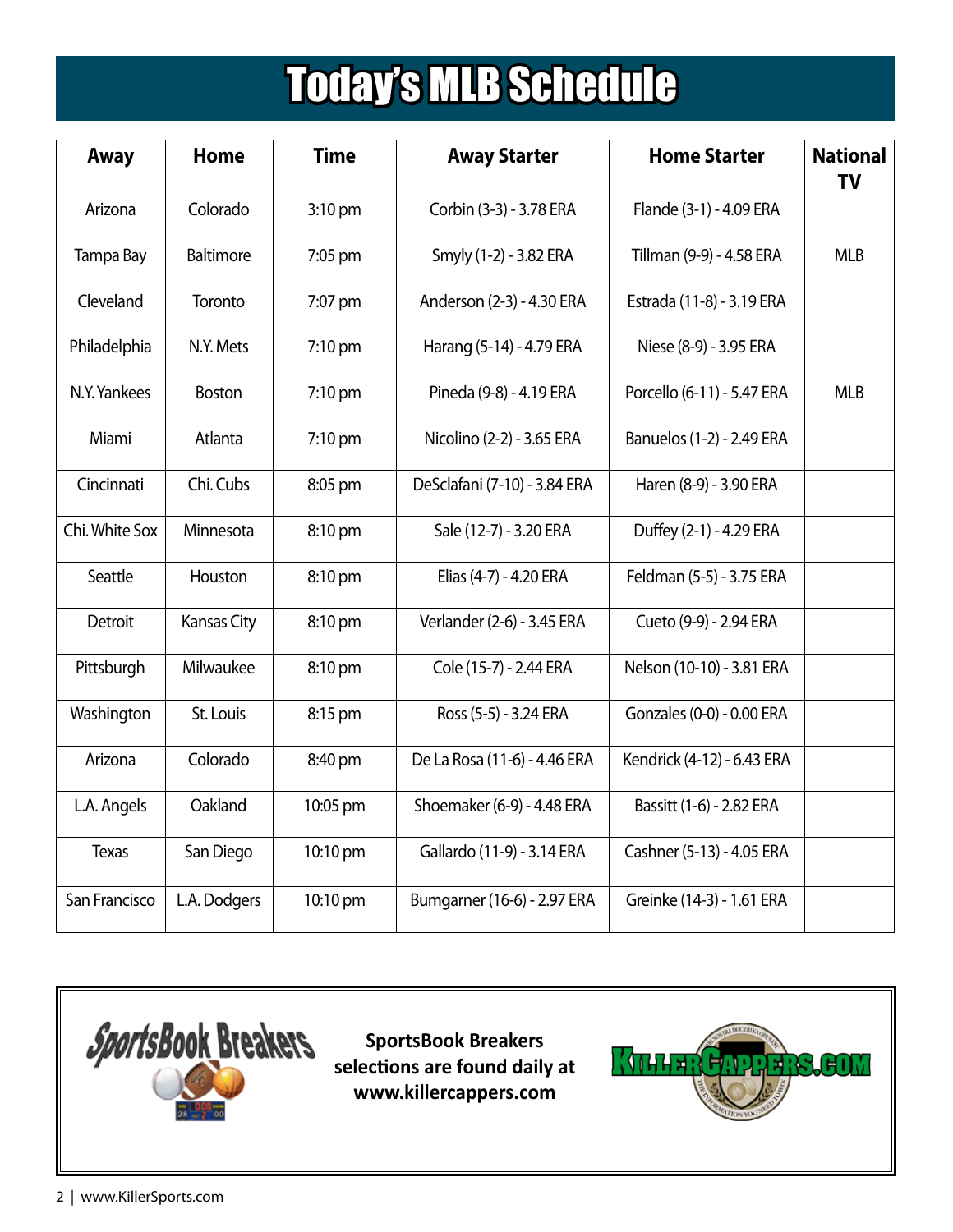# Today's MLB Schedule

| Away | Home | Time | Away Starter | Home Starter | National TV |
|---|---|---|---|---|---|
| Arizona | Colorado | 3:10 pm | Corbin (3-3) - 3.78 ERA | Flande (3-1) - 4.09 ERA | |
| Tampa Bay | Baltimore | 7:05 pm | Smyly (1-2) - 3.82 ERA | Tillman (9-9) - 4.58 ERA | MLB |
| Cleveland | Toronto | 7:07 pm | Anderson (2-3) - 4.30 ERA | Estrada (11-8) - 3.19 ERA | |
| Philadelphia | N.Y. Mets | 7:10 pm | Harang (5-14) - 4.79 ERA | Niese (8-9) - 3.95 ERA | |
| N.Y. Yankees | Boston | 7:10 pm | Pineda (9-8) - 4.19 ERA | Porcello (6-11) - 5.47 ERA | MLB |
| Miami | Atlanta | 7:10 pm | Nicolino (2-2) - 3.65 ERA | Banuelos (1-2) - 2.49 ERA | |
| Cincinnati | Chi. Cubs | 8:05 pm | DeSclafani (7-10) - 3.84 ERA | Haren (8-9) - 3.90 ERA | |
| Chi. White Sox | Minnesota | 8:10 pm | Sale (12-7) - 3.20 ERA | Duffey (2-1) - 4.29 ERA | |
| Seattle | Houston | 8:10 pm | Elias (4-7) - 4.20 ERA | Feldman (5-5) - 3.75 ERA | |
| Detroit | Kansas City | 8:10 pm | Verlander (2-6) - 3.45 ERA | Cueto (9-9) - 2.94 ERA | |
| Pittsburgh | Milwaukee | 8:10 pm | Cole (15-7) - 2.44 ERA | Nelson (10-10) - 3.81 ERA | |
| Washington | St. Louis | 8:15 pm | Ross (5-5) - 3.24 ERA | Gonzales (0-0) - 0.00 ERA | |
| Arizona | Colorado | 8:40 pm | De La Rosa (11-6) - 4.46 ERA | Kendrick (4-12) - 6.43 ERA | |
| L.A. Angels | Oakland | 10:05 pm | Shoemaker (6-9) - 4.48 ERA | Bassitt (1-6) - 2.82 ERA | |
| Texas | San Diego | 10:10 pm | Gallardo (11-9) - 3.14 ERA | Cashner (5-13) - 4.05 ERA | |
| San Francisco | L.A. Dodgers | 10:10 pm | Bumgarner (16-6) - 2.97 ERA | Greinke (14-3) - 1.61 ERA | |

SportsBook Breakers

**SportsBook Breakers selections are found daily at www.killercappers.com**

KillerCappers.com